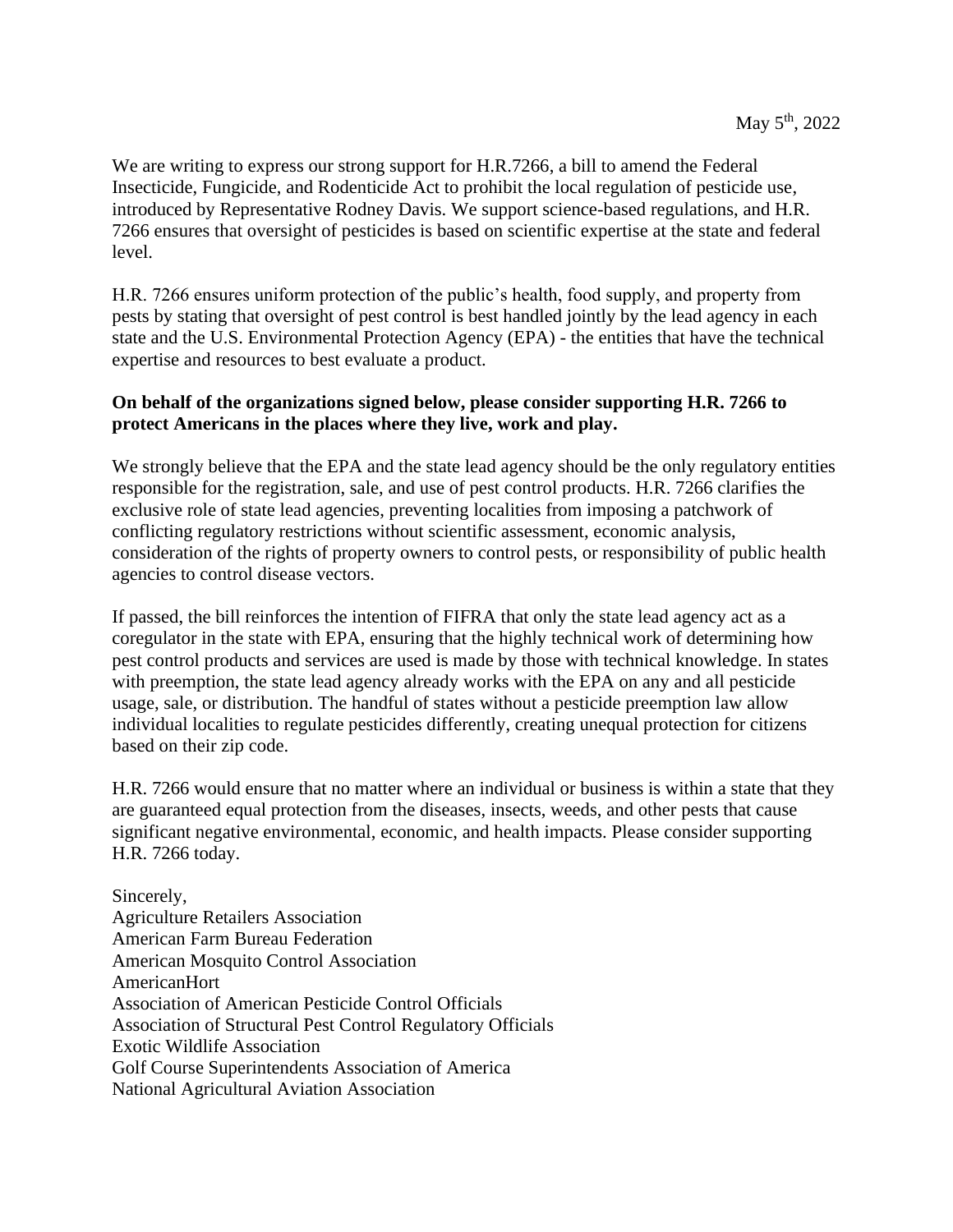May 5th, 2022

We are writing to express our strong support for H.R.7266, a bill to amend the Federal Insecticide, Fungicide, and Rodenticide Act to prohibit the local regulation of pesticide use, introduced by Representative Rodney Davis. We support science-based regulations, and H.R. 7266 ensures that oversight of pesticides is based on scientific expertise at the state and federal level.

H.R. 7266 ensures uniform protection of the public's health, food supply, and property from pests by stating that oversight of pest control is best handled jointly by the lead agency in each state and the U.S. Environmental Protection Agency (EPA) - the entities that have the technical expertise and resources to best evaluate a product.

**On behalf of the organizations signed below, please consider supporting H.R. 7266 to protect Americans in the places where they live, work and play.**

We strongly believe that the EPA and the state lead agency should be the only regulatory entities responsible for the registration, sale, and use of pest control products. H.R. 7266 clarifies the exclusive role of state lead agencies, preventing localities from imposing a patchwork of conflicting regulatory restrictions without scientific assessment, economic analysis, consideration of the rights of property owners to control pests, or responsibility of public health agencies to control disease vectors.

If passed, the bill reinforces the intention of FIFRA that only the state lead agency act as a coregulator in the state with EPA, ensuring that the highly technical work of determining how pest control products and services are used is made by those with technical knowledge. In states with preemption, the state lead agency already works with the EPA on any and all pesticide usage, sale, or distribution. The handful of states without a pesticide preemption law allow individual localities to regulate pesticides differently, creating unequal protection for citizens based on their zip code.

H.R. 7266 would ensure that no matter where an individual or business is within a state that they are guaranteed equal protection from the diseases, insects, weeds, and other pests that cause significant negative environmental, economic, and health impacts. Please consider supporting H.R. 7266 today.

Sincerely,
Agriculture Retailers Association
American Farm Bureau Federation
American Mosquito Control Association
AmericanHort
Association of American Pesticide Control Officials
Association of Structural Pest Control Regulatory Officials
Exotic Wildlife Association
Golf Course Superintendents Association of America
National Agricultural Aviation Association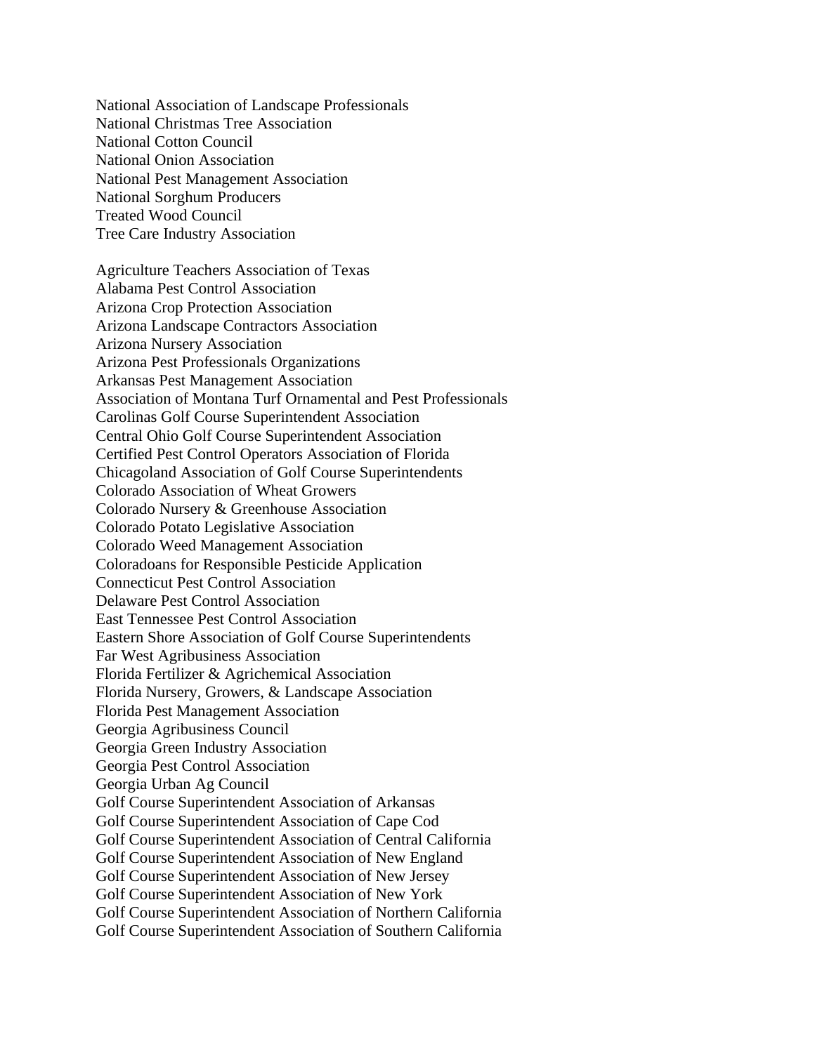National Association of Landscape Professionals
National Christmas Tree Association
National Cotton Council
National Onion Association
National Pest Management Association
National Sorghum Producers
Treated Wood Council
Tree Care Industry Association

Agriculture Teachers Association of Texas
Alabama Pest Control Association
Arizona Crop Protection Association
Arizona Landscape Contractors Association
Arizona Nursery Association
Arizona Pest Professionals Organizations
Arkansas Pest Management Association
Association of Montana Turf Ornamental and Pest Professionals
Carolinas Golf Course Superintendent Association
Central Ohio Golf Course Superintendent Association
Certified Pest Control Operators Association of Florida
Chicagoland Association of Golf Course Superintendents
Colorado Association of Wheat Growers
Colorado Nursery & Greenhouse Association
Colorado Potato Legislative Association
Colorado Weed Management Association
Coloradoans for Responsible Pesticide Application
Connecticut Pest Control Association
Delaware Pest Control Association
East Tennessee Pest Control Association
Eastern Shore Association of Golf Course Superintendents
Far West Agribusiness Association
Florida Fertilizer & Agrichemical Association
Florida Nursery, Growers, & Landscape Association
Florida Pest Management Association
Georgia Agribusiness Council
Georgia Green Industry Association
Georgia Pest Control Association
Georgia Urban Ag Council
Golf Course Superintendent Association of Arkansas
Golf Course Superintendent Association of Cape Cod
Golf Course Superintendent Association of Central California
Golf Course Superintendent Association of New England
Golf Course Superintendent Association of New Jersey
Golf Course Superintendent Association of New York
Golf Course Superintendent Association of Northern California
Golf Course Superintendent Association of Southern California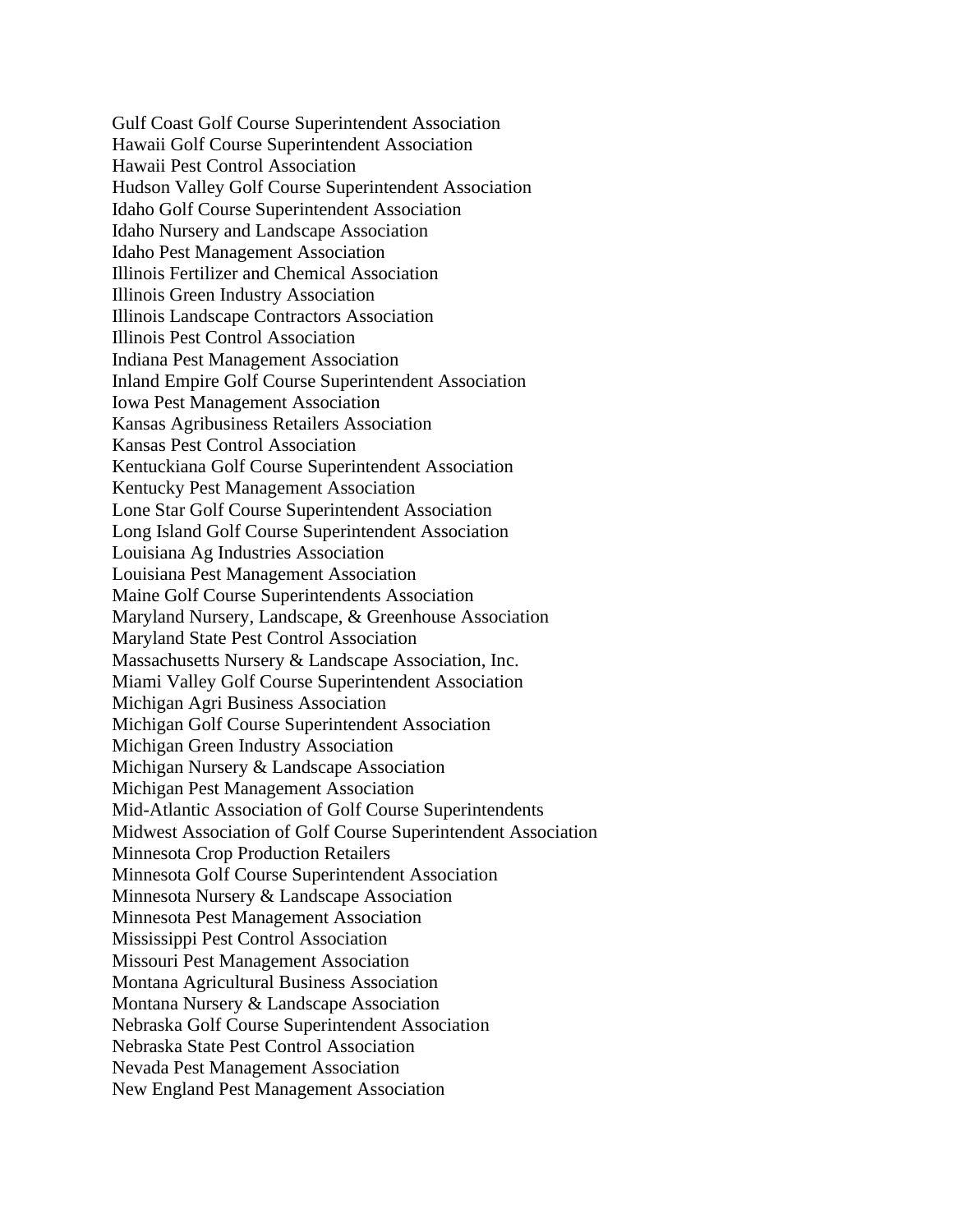Gulf Coast Golf Course Superintendent Association
Hawaii Golf Course Superintendent Association
Hawaii Pest Control Association
Hudson Valley Golf Course Superintendent Association
Idaho Golf Course Superintendent Association
Idaho Nursery and Landscape Association
Idaho Pest Management Association
Illinois Fertilizer and Chemical Association
Illinois Green Industry Association
Illinois Landscape Contractors Association
Illinois Pest Control Association
Indiana Pest Management Association
Inland Empire Golf Course Superintendent Association
Iowa Pest Management Association
Kansas Agribusiness Retailers Association
Kansas Pest Control Association
Kentuckiana Golf Course Superintendent Association
Kentucky Pest Management Association
Lone Star Golf Course Superintendent Association
Long Island Golf Course Superintendent Association
Louisiana Ag Industries Association
Louisiana Pest Management Association
Maine Golf Course Superintendents Association
Maryland Nursery, Landscape, & Greenhouse Association
Maryland State Pest Control Association
Massachusetts Nursery & Landscape Association, Inc.
Miami Valley Golf Course Superintendent Association
Michigan Agri Business Association
Michigan Golf Course Superintendent Association
Michigan Green Industry Association
Michigan Nursery & Landscape Association
Michigan Pest Management Association
Mid-Atlantic Association of Golf Course Superintendents
Midwest Association of Golf Course Superintendent Association
Minnesota Crop Production Retailers
Minnesota Golf Course Superintendent Association
Minnesota Nursery & Landscape Association
Minnesota Pest Management Association
Mississippi Pest Control Association
Missouri Pest Management Association
Montana Agricultural Business Association
Montana Nursery & Landscape Association
Nebraska Golf Course Superintendent Association
Nebraska State Pest Control Association
Nevada Pest Management Association
New England Pest Management Association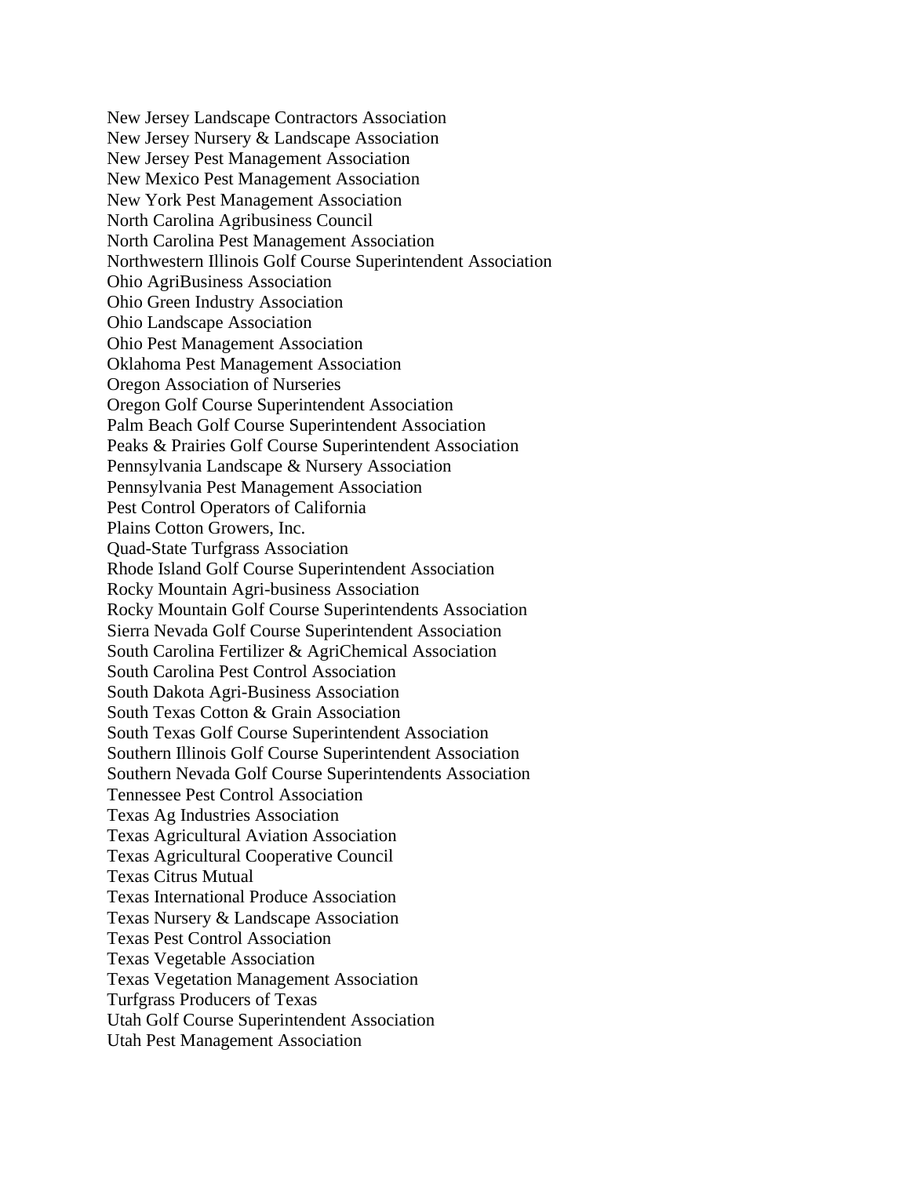New Jersey Landscape Contractors Association
New Jersey Nursery & Landscape Association
New Jersey Pest Management Association
New Mexico Pest Management Association
New York Pest Management Association
North Carolina Agribusiness Council
North Carolina Pest Management Association
Northwestern Illinois Golf Course Superintendent Association
Ohio AgriBusiness Association
Ohio Green Industry Association
Ohio Landscape Association
Ohio Pest Management Association
Oklahoma Pest Management Association
Oregon Association of Nurseries
Oregon Golf Course Superintendent Association
Palm Beach Golf Course Superintendent Association
Peaks & Prairies Golf Course Superintendent Association
Pennsylvania Landscape & Nursery Association
Pennsylvania Pest Management Association
Pest Control Operators of California
Plains Cotton Growers, Inc.
Quad-State Turfgrass Association
Rhode Island Golf Course Superintendent Association
Rocky Mountain Agri-business Association
Rocky Mountain Golf Course Superintendents Association
Sierra Nevada Golf Course Superintendent Association
South Carolina Fertilizer & AgriChemical Association
South Carolina Pest Control Association
South Dakota Agri-Business Association
South Texas Cotton & Grain Association
South Texas Golf Course Superintendent Association
Southern Illinois Golf Course Superintendent Association
Southern Nevada Golf Course Superintendents Association
Tennessee Pest Control Association
Texas Ag Industries Association
Texas Agricultural Aviation Association
Texas Agricultural Cooperative Council
Texas Citrus Mutual
Texas International Produce Association
Texas Nursery & Landscape Association
Texas Pest Control Association
Texas Vegetable Association
Texas Vegetation Management Association
Turfgrass Producers of Texas
Utah Golf Course Superintendent Association
Utah Pest Management Association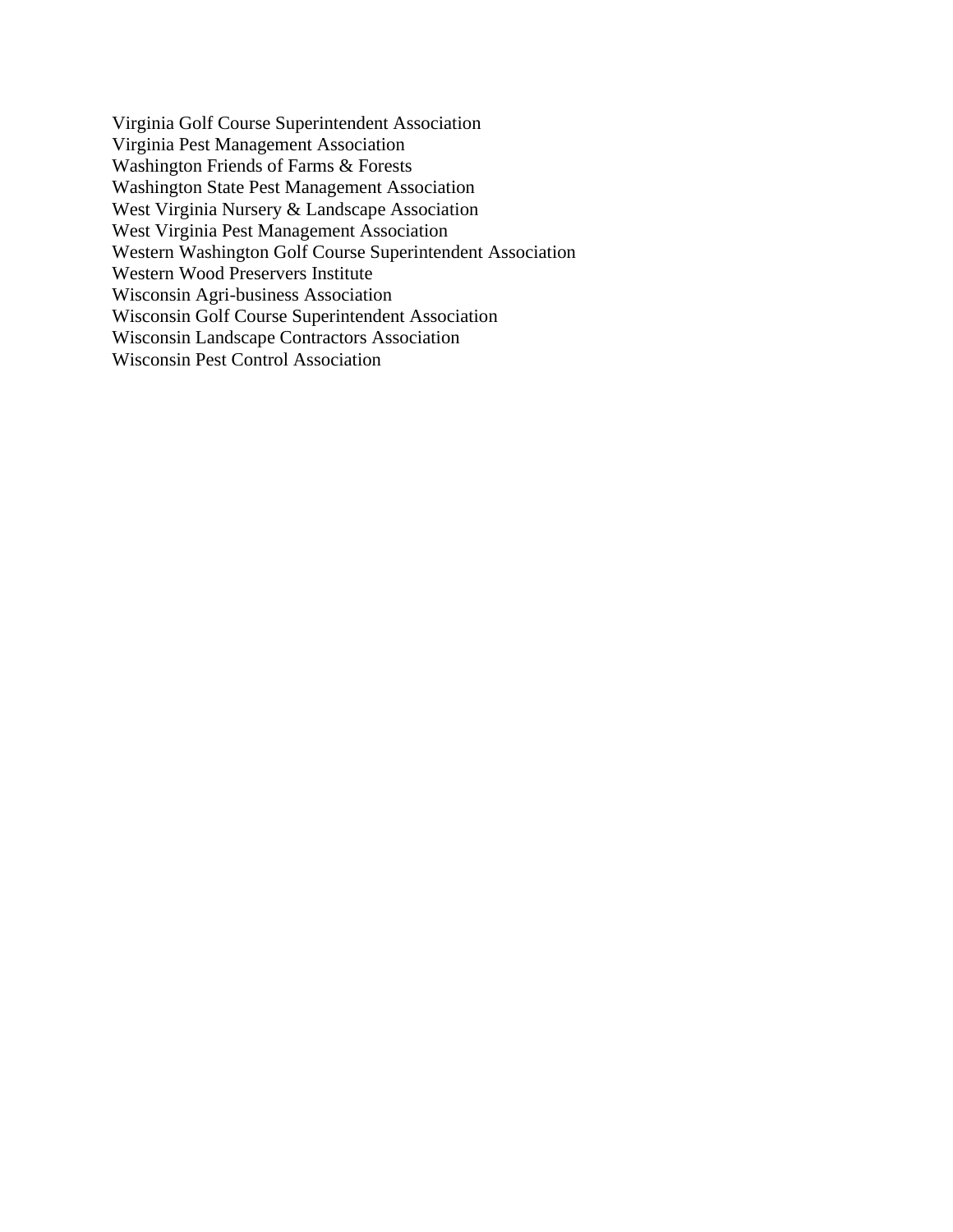Virginia Golf Course Superintendent Association
Virginia Pest Management Association
Washington Friends of Farms & Forests
Washington State Pest Management Association
West Virginia Nursery & Landscape Association
West Virginia Pest Management Association
Western Washington Golf Course Superintendent Association
Western Wood Preservers Institute
Wisconsin Agri-business Association
Wisconsin Golf Course Superintendent Association
Wisconsin Landscape Contractors Association
Wisconsin Pest Control Association